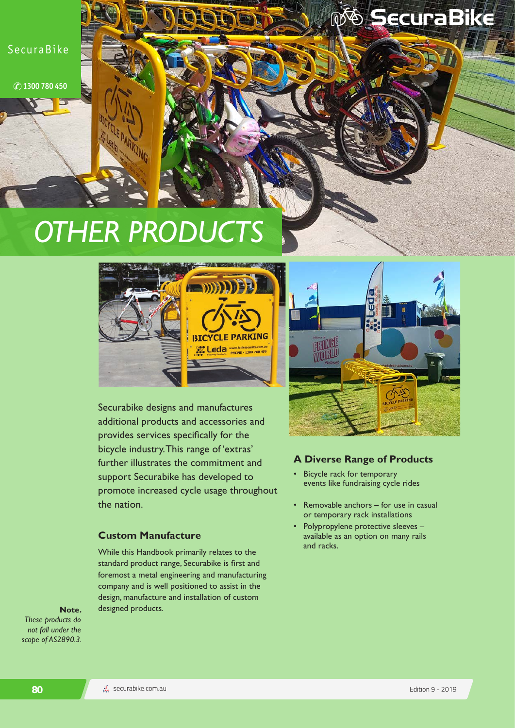# OTHER PRODUCTS

Securabike designs and manufactures additional products and accessories and provides services specifically for the bicycle industry. This range of 'extras' further illustrates the commitment and support Securabike has developed to promote increased cycle usage throughout the nation.

## Custom Manufacture

While this Handbook primarily relates to the standard product range, Securabike is first and foremost a metal engineering and manufacturing company and is well positioned to assist in the design, manufacture and installation of custom designed products.

**Note.**
*These products do not fall under the scope of AS2890.3.*

## A Diverse Range of Products

- Bicycle rack for temporary events like fundraising cycle rides
- Removable anchors – for use in casual or temporary rack installations
- Polypropylene protective sleeves – available as an option on many rails and racks.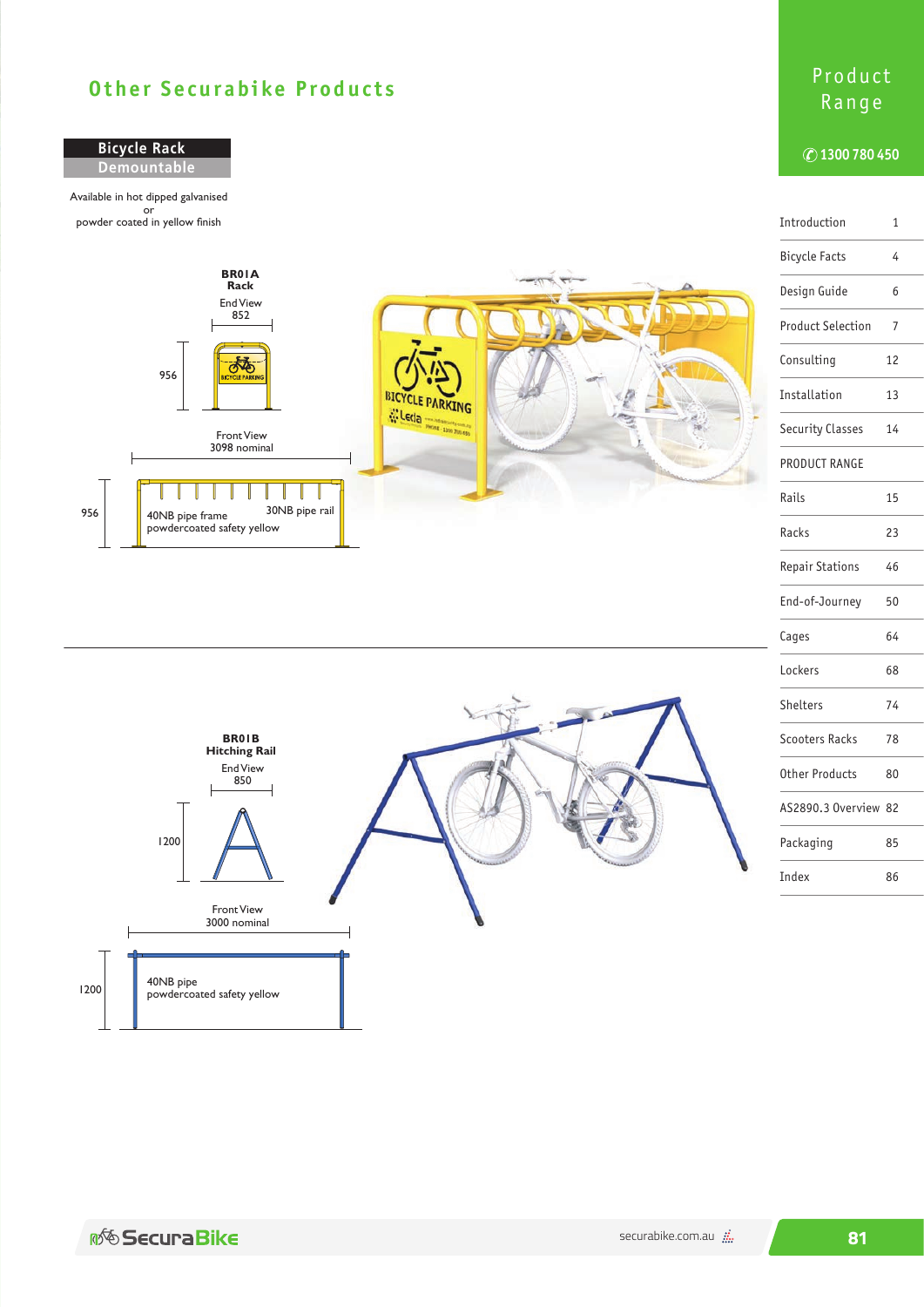# Other Securabike Products

## Bicycle Rack
### Demountable

Available in hot dipped galvanised
or
powder coated in yellow finish

**BR01A**
**Rack**

End View
852

956

Front View
3098 nominal

956

40NB pipe frame
powdercoated safety yellow

30NB pipe rail

---

**BR01B**
**Hitching Rail**

End View
850

1200

Front View
3000 nominal

1200

40NB pipe
powdercoated safety yellow

---

**Product Range**

1300 780 450

| | |
|---|---|
| Introduction | 1 |
| Bicycle Facts | 4 |
| Design Guide | 6 |
| Product Selection | 7 |
| Consulting | 12 |
| Installation | 13 |
| Security Classes | 14 |
| PRODUCT RANGE | |
| Rails | 15 |
| Racks | 23 |
| Repair Stations | 46 |
| End-of-Journey | 50 |
| Cages | 64 |
| Lockers | 68 |
| Shelters | 74 |
| Scooters Racks | 78 |
| Other Products | 80 |
| AS2890.3 Overview | 82 |
| Packaging | 85 |
| Index | 86 |